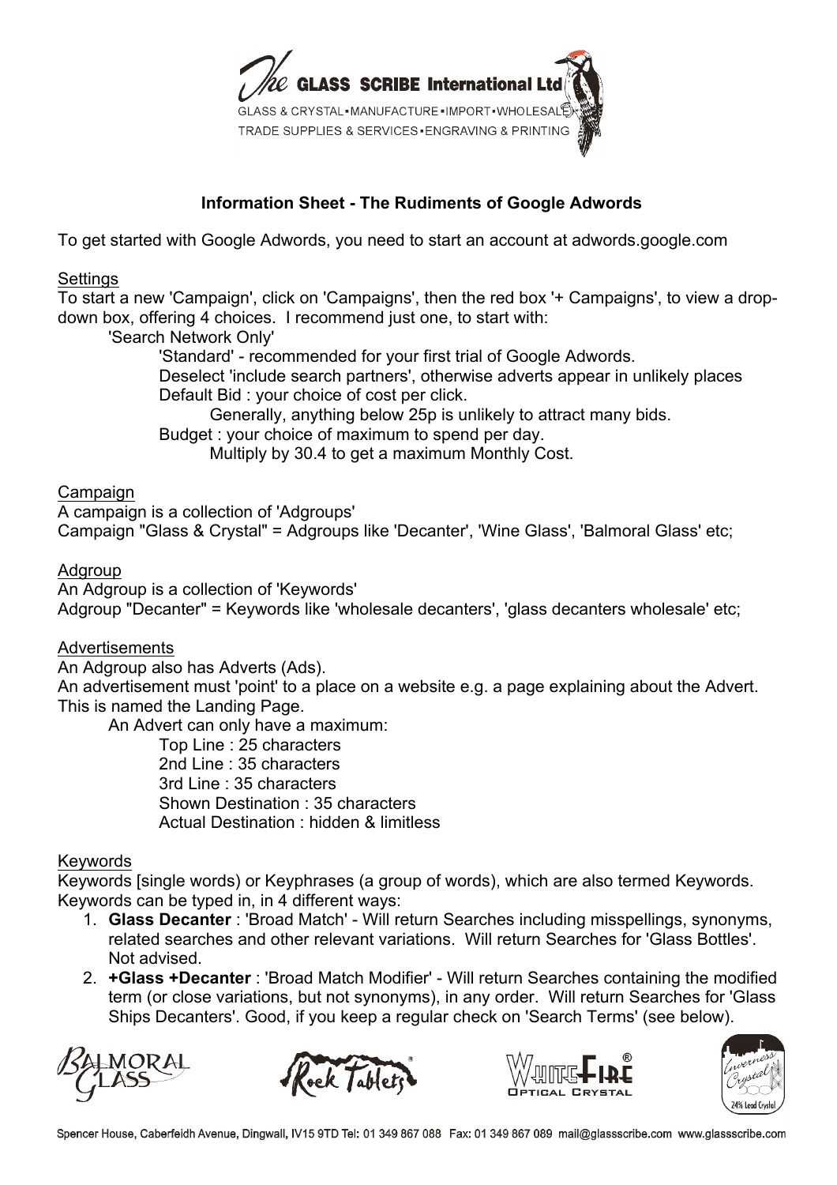## Information Sheet - The Rudiments of Google Adwords

To get started with Google Adwords, you need to start an account at adwords.google.com

### Settings

To start a new 'Campaign', click on 'Campaigns', then the red box '+ Campaigns', to view a drop-down box, offering 4 choices. I recommend just one, to start with:

- 'Search Network Only'
  - 'Standard' - recommended for your first trial of Google Adwords.
  - Deselect 'include search partners', otherwise adverts appear in unlikely places
  - Default Bid : your choice of cost per click.
    - Generally, anything below 25p is unlikely to attract many bids.
  - Budget : your choice of maximum to spend per day.
    - Multiply by 30.4 to get a maximum Monthly Cost.

### Campaign

A campaign is a collection of 'Adgroups'

Campaign "Glass & Crystal" = Adgroups like 'Decanter', 'Wine Glass', 'Balmoral Glass' etc;

### Adgroup

An Adgroup is a collection of 'Keywords'

Adgroup "Decanter" = Keywords like 'wholesale decanters', 'glass decanters wholesale' etc;

### Advertisements

An Adgroup also has Adverts (Ads).

An advertisement must 'point' to a place on a website e.g. a page explaining about the Advert. This is named the Landing Page.

An Advert can only have a maximum:

- Top Line : 25 characters
- 2nd Line : 35 characters
- 3rd Line : 35 characters
- Shown Destination : 35 characters
- Actual Destination : hidden & limitless

### Keywords

Keywords [single words) or Keyphrases (a group of words), which are also termed Keywords.

Keywords can be typed in, in 4 different ways:

1. **Glass Decanter** : 'Broad Match' - Will return Searches including misspellings, synonyms, related searches and other relevant variations. Will return Searches for 'Glass Bottles'. Not advised.
2. **+Glass +Decanter** : 'Broad Match Modifier' - Will return Searches containing the modified term (or close variations, but not synonyms), in any order. Will return Searches for 'Glass Ships Decanters'. Good, if you keep a regular check on 'Search Terms' (see below).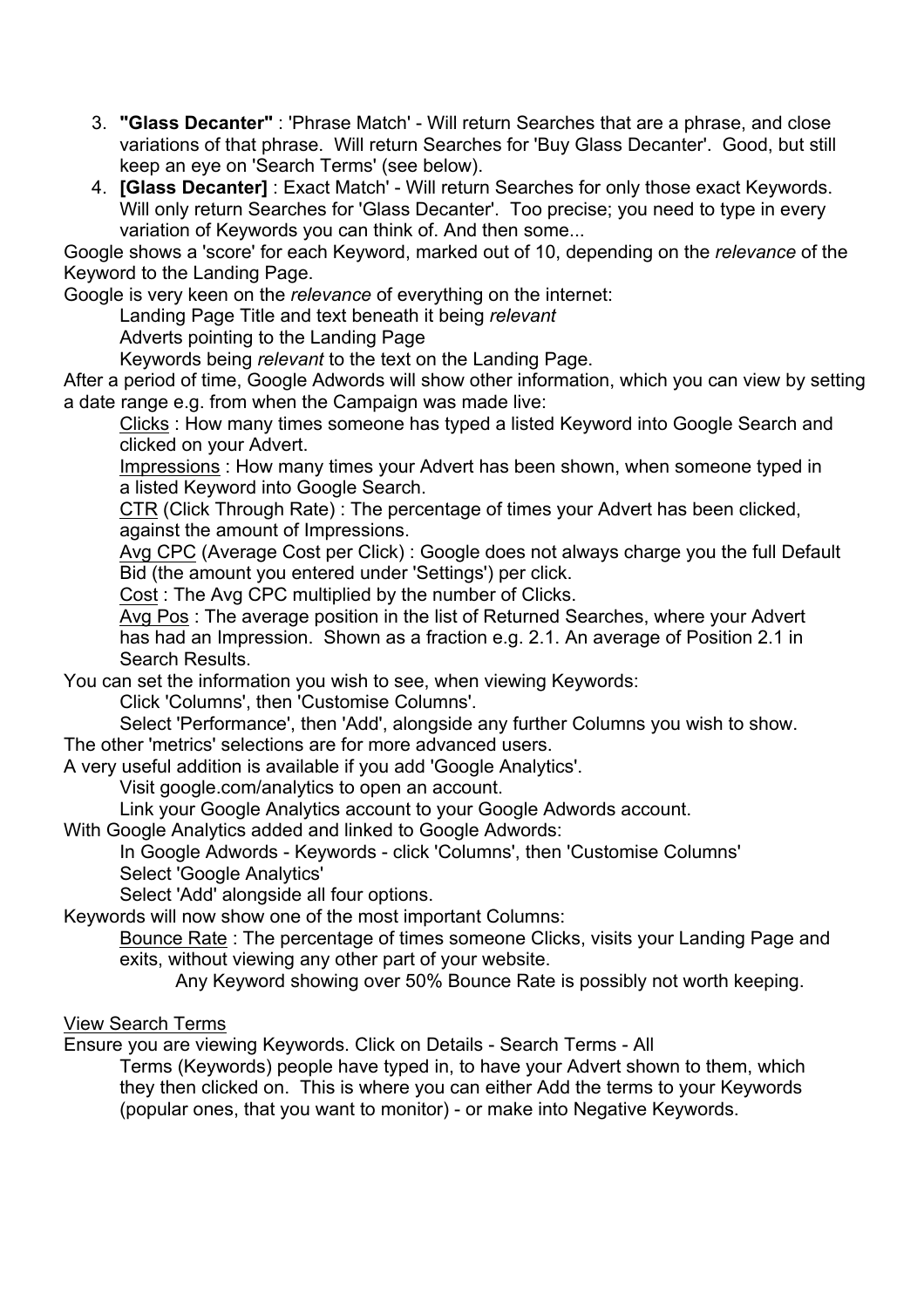3. **"Glass Decanter"** : 'Phrase Match' - Will return Searches that are a phrase, and close variations of that phrase. Will return Searches for 'Buy Glass Decanter'. Good, but still keep an eye on 'Search Terms' (see below).
4. **[Glass Decanter]** : Exact Match' - Will return Searches for only those exact Keywords. Will only return Searches for 'Glass Decanter'. Too precise; you need to type in every variation of Keywords you can think of. And then some...

Google shows a 'score' for each Keyword, marked out of 10, depending on the *relevance* of the Keyword to the Landing Page.

Google is very keen on the *relevance* of everything on the internet:

Landing Page Title and text beneath it being *relevant*

Adverts pointing to the Landing Page

Keywords being *relevant* to the text on the Landing Page.

After a period of time, Google Adwords will show other information, which you can view by setting a date range e.g. from when the Campaign was made live:

<u>Clicks</u> : How many times someone has typed a listed Keyword into Google Search and clicked on your Advert.

<u>Impressions</u> : How many times your Advert has been shown, when someone typed in a listed Keyword into Google Search.

<u>CTR</u> (Click Through Rate) : The percentage of times your Advert has been clicked, against the amount of Impressions.

<u>Avg CPC</u> (Average Cost per Click) : Google does not always charge you the full Default Bid (the amount you entered under 'Settings') per click.

<u>Cost</u> : The Avg CPC multiplied by the number of Clicks.

<u>Avg Pos</u> : The average position in the list of Returned Searches, where your Advert has had an Impression. Shown as a fraction e.g. 2.1. An average of Position 2.1 in Search Results.

You can set the information you wish to see, when viewing Keywords:

Click 'Columns', then 'Customise Columns'.

Select 'Performance', then 'Add', alongside any further Columns you wish to show.

The other 'metrics' selections are for more advanced users.

A very useful addition is available if you add 'Google Analytics'.

Visit google.com/analytics to open an account.

Link your Google Analytics account to your Google Adwords account.

With Google Analytics added and linked to Google Adwords:

In Google Adwords - Keywords - click 'Columns', then 'Customise Columns'

Select 'Google Analytics'

Select 'Add' alongside all four options.

Keywords will now show one of the most important Columns:

<u>Bounce Rate</u> : The percentage of times someone Clicks, visits your Landing Page and exits, without viewing any other part of your website.

Any Keyword showing over 50% Bounce Rate is possibly not worth keeping.

<u>View Search Terms</u>

Ensure you are viewing Keywords. Click on Details - Search Terms - All

Terms (Keywords) people have typed in, to have your Advert shown to them, which they then clicked on. This is where you can either Add the terms to your Keywords (popular ones, that you want to monitor) - or make into Negative Keywords.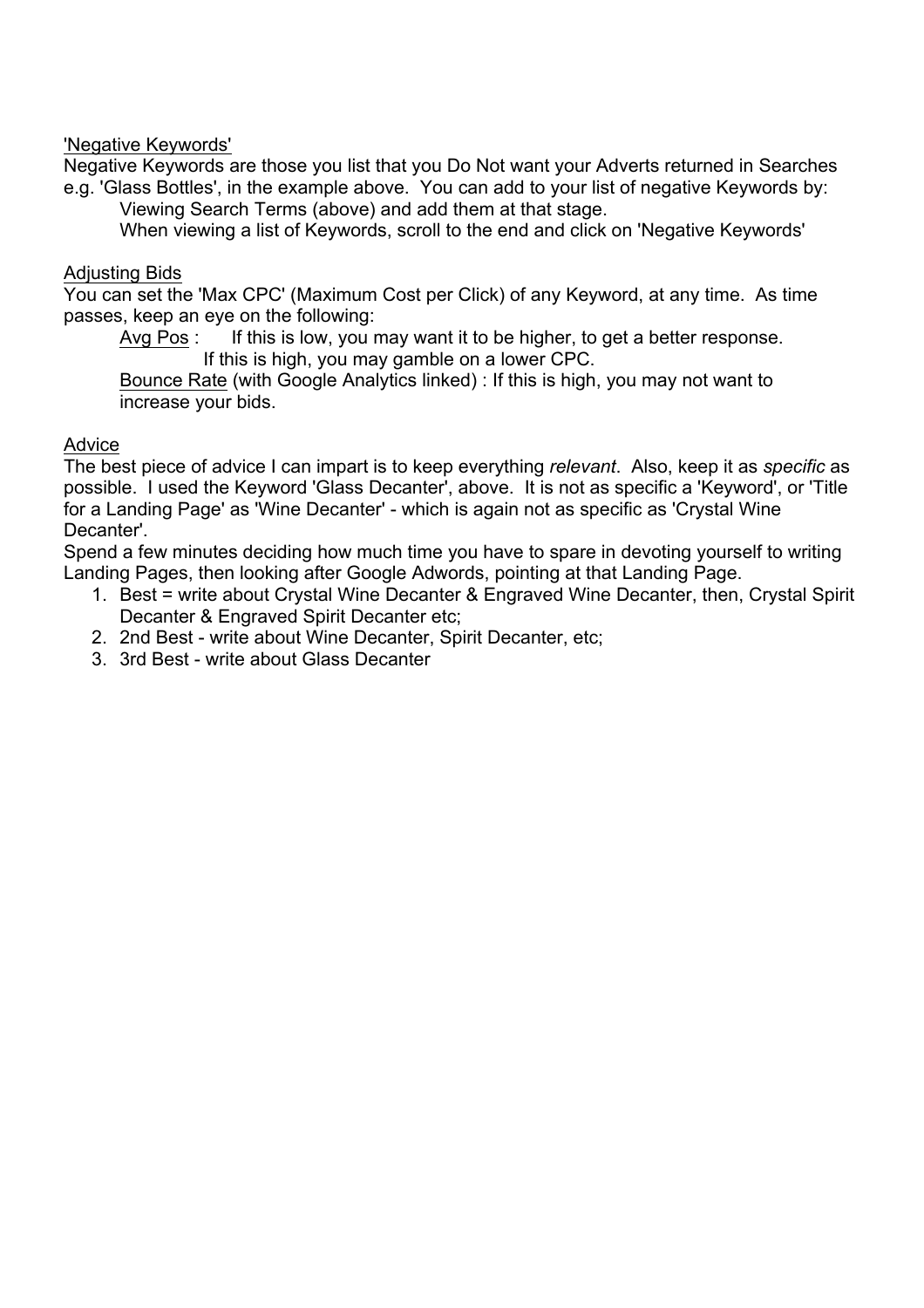'Negative Keywords'

Negative Keywords are those you list that you Do Not want your Adverts returned in Searches e.g. 'Glass Bottles', in the example above. You can add to your list of negative Keywords by:

Viewing Search Terms (above) and add them at that stage.

When viewing a list of Keywords, scroll to the end and click on 'Negative Keywords'

Adjusting Bids

You can set the 'Max CPC' (Maximum Cost per Click) of any Keyword, at any time. As time passes, keep an eye on the following:

Avg Pos : If this is low, you may want it to be higher, to get a better response. If this is high, you may gamble on a lower CPC.

Bounce Rate (with Google Analytics linked) : If this is high, you may not want to increase your bids.

Advice

The best piece of advice I can impart is to keep everything *relevant*. Also, keep it as *specific* as possible. I used the Keyword 'Glass Decanter', above. It is not as specific a 'Keyword', or 'Title for a Landing Page' as 'Wine Decanter' - which is again not as specific as 'Crystal Wine Decanter'.

Spend a few minutes deciding how much time you have to spare in devoting yourself to writing Landing Pages, then looking after Google Adwords, pointing at that Landing Page.

1. Best = write about Crystal Wine Decanter & Engraved Wine Decanter, then, Crystal Spirit Decanter & Engraved Spirit Decanter etc;
2. 2nd Best - write about Wine Decanter, Spirit Decanter, etc;
3. 3rd Best - write about Glass Decanter